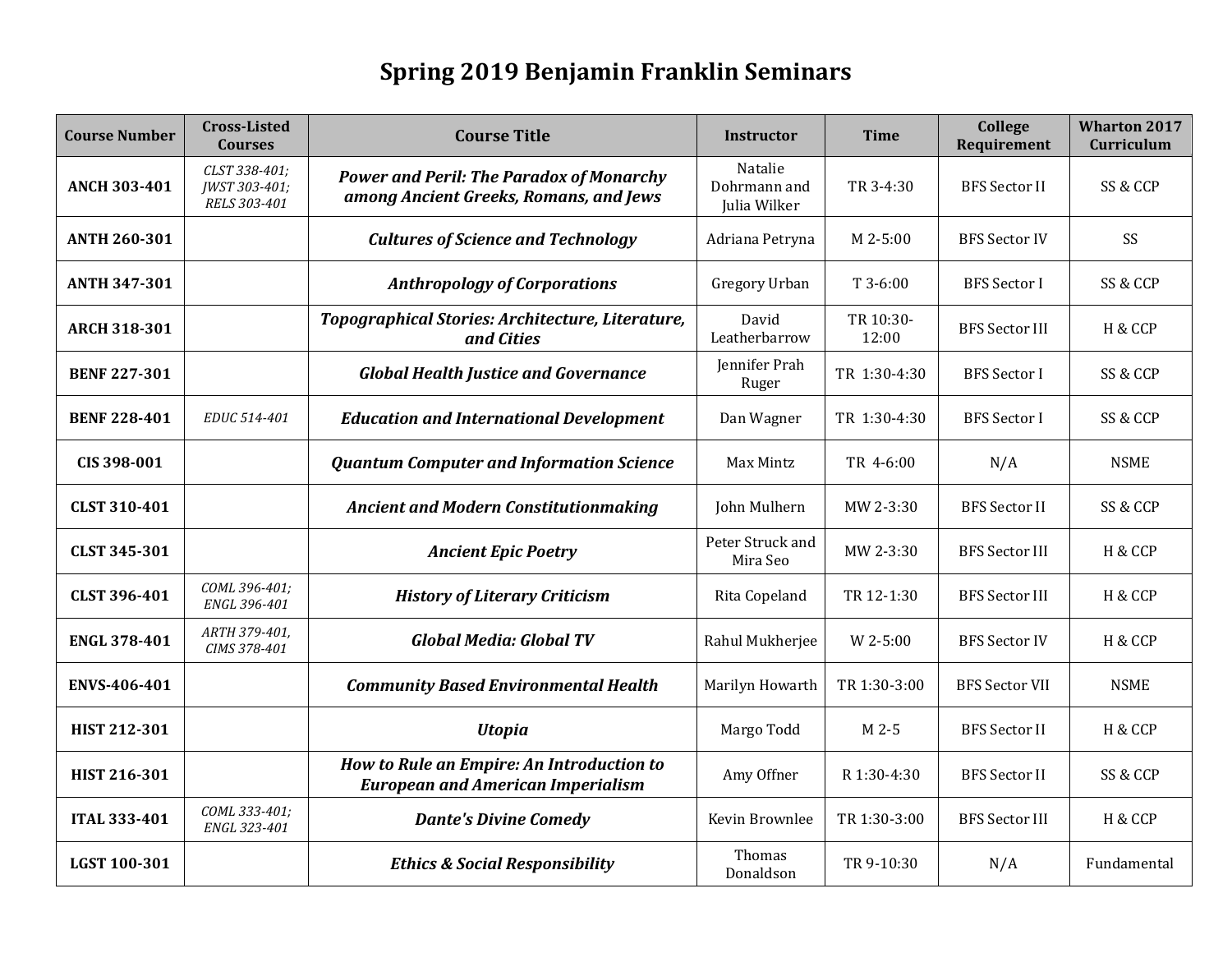# Spring 2019 Benjamin Franklin Seminars

| Course Number | Cross-Listed Courses | Course Title | Instructor | Time | College Requirement | Wharton 2017 Curriculum |
|---|---|---|---|---|---|---|
| **ANCH 303-401** | *CLST 338-401; JWST 303-401; RELS 303-401* | ***Power and Peril: The Paradox of Monarchy among Ancient Greeks, Romans, and Jews*** | Natalie Dohrmann and Julia Wilker | TR 3-4:30 | BFS Sector II | SS & CCP |
| **ANTH 260-301** | | ***Cultures of Science and Technology*** | Adriana Petryna | M 2-5:00 | BFS Sector IV | SS |
| **ANTH 347-301** | | ***Anthropology of Corporations*** | Gregory Urban | T 3-6:00 | BFS Sector I | SS & CCP |
| **ARCH 318-301** | | ***Topographical Stories: Architecture, Literature, and Cities*** | David Leatherbarrow | TR 10:30-12:00 | BFS Sector III | H & CCP |
| **BENF 227-301** | | ***Global Health Justice and Governance*** | Jennifer Prah Ruger | TR 1:30-4:30 | BFS Sector I | SS & CCP |
| **BENF 228-401** | *EDUC 514-401* | ***Education and International Development*** | Dan Wagner | TR 1:30-4:30 | BFS Sector I | SS & CCP |
| **CIS 398-001** | | ***Quantum Computer and Information Science*** | Max Mintz | TR 4-6:00 | N/A | NSME |
| **CLST 310-401** | | ***Ancient and Modern Constitutionmaking*** | John Mulhern | MW 2-3:30 | BFS Sector II | SS & CCP |
| **CLST 345-301** | | ***Ancient Epic Poetry*** | Peter Struck and Mira Seo | MW 2-3:30 | BFS Sector III | H & CCP |
| **CLST 396-401** | *COML 396-401; ENGL 396-401* | ***History of Literary Criticism*** | Rita Copeland | TR 12-1:30 | BFS Sector III | H & CCP |
| **ENGL 378-401** | *ARTH 379-401, CIMS 378-401* | ***Global Media: Global TV*** | Rahul Mukherjee | W 2-5:00 | BFS Sector IV | H & CCP |
| **ENVS-406-401** | | ***Community Based Environmental Health*** | Marilyn Howarth | TR 1:30-3:00 | BFS Sector VII | NSME |
| **HIST 212-301** | | ***Utopia*** | Margo Todd | M 2-5 | BFS Sector II | H & CCP |
| **HIST 216-301** | | ***How to Rule an Empire: An Introduction to European and American Imperialism*** | Amy Offner | R 1:30-4:30 | BFS Sector II | SS & CCP |
| **ITAL 333-401** | *COML 333-401; ENGL 323-401* | ***Dante's Divine Comedy*** | Kevin Brownlee | TR 1:30-3:00 | BFS Sector III | H & CCP |
| **LGST 100-301** | | ***Ethics & Social Responsibility*** | Thomas Donaldson | TR 9-10:30 | N/A | Fundamental |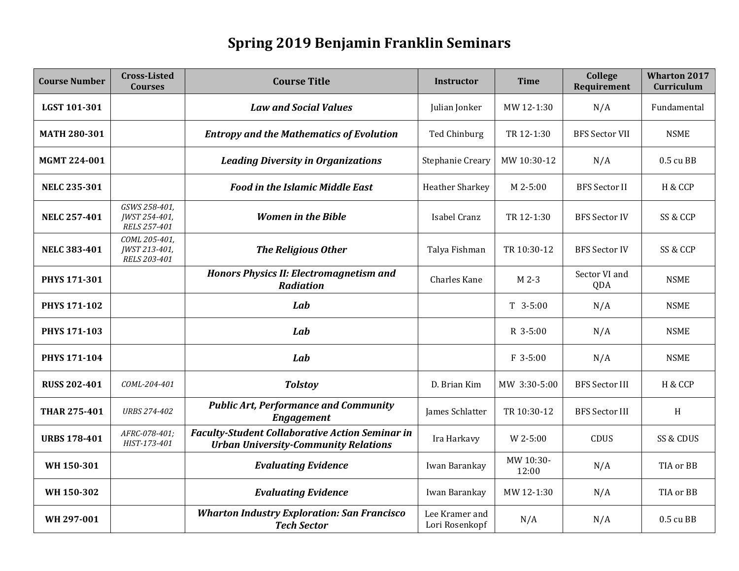# Spring 2019 Benjamin Franklin Seminars

| Course Number | Cross-Listed Courses | Course Title | Instructor | Time | College Requirement | Wharton 2017 Curriculum |
|---|---|---|---|---|---|---|
| **LGST 101-301** | | ***Law and Social Values*** | Julian Jonker | MW 12-1:30 | N/A | Fundamental |
| **MATH 280-301** | | ***Entropy and the Mathematics of Evolution*** | Ted Chinburg | TR 12-1:30 | BFS Sector VII | NSME |
| **MGMT 224-001** | | ***Leading Diversity in Organizations*** | Stephanie Creary | MW 10:30-12 | N/A | 0.5 cu BB |
| **NELC 235-301** | | ***Food in the Islamic Middle East*** | Heather Sharkey | M 2-5:00 | BFS Sector II | H & CCP |
| **NELC 257-401** | *GSWS 258-401, JWST 254-401, RELS 257-401* | ***Women in the Bible*** | Isabel Cranz | TR 12-1:30 | BFS Sector IV | SS & CCP |
| **NELC 383-401** | *COML 205-401, JWST 213-401, RELS 203-401* | ***The Religious Other*** | Talya Fishman | TR 10:30-12 | BFS Sector IV | SS & CCP |
| **PHYS 171-301** | | ***Honors Physics II: Electromagnetism and Radiation*** | Charles Kane | M 2-3 | Sector VI and QDA | NSME |
| **PHYS 171-102** | | ***Lab*** | | T 3-5:00 | N/A | NSME |
| **PHYS 171-103** | | ***Lab*** | | R 3-5:00 | N/A | NSME |
| **PHYS 171-104** | | ***Lab*** | | F 3-5:00 | N/A | NSME |
| **RUSS 202-401** | *COML-204-401* | ***Tolstoy*** | D. Brian Kim | MW 3:30-5:00 | BFS Sector III | H & CCP |
| **THAR 275-401** | *URBS 274-402* | ***Public Art, Performance and Community Engagement*** | James Schlatter | TR 10:30-12 | BFS Sector III | H |
| **URBS 178-401** | *AFRC-078-401; HIST-173-401* | ***Faculty-Student Collaborative Action Seminar in Urban University-Community Relations*** | Ira Harkavy | W 2-5:00 | CDUS | SS & CDUS |
| **WH 150-301** | | ***Evaluating Evidence*** | Iwan Barankay | MW 10:30-12:00 | N/A | TIA or BB |
| **WH 150-302** | | ***Evaluating Evidence*** | Iwan Barankay | MW 12-1:30 | N/A | TIA or BB |
| **WH 297-001** | | ***Wharton Industry Exploration: San Francisco Tech Sector*** | Lee Kramer and Lori Rosenkopf | N/A | N/A | 0.5 cu BB |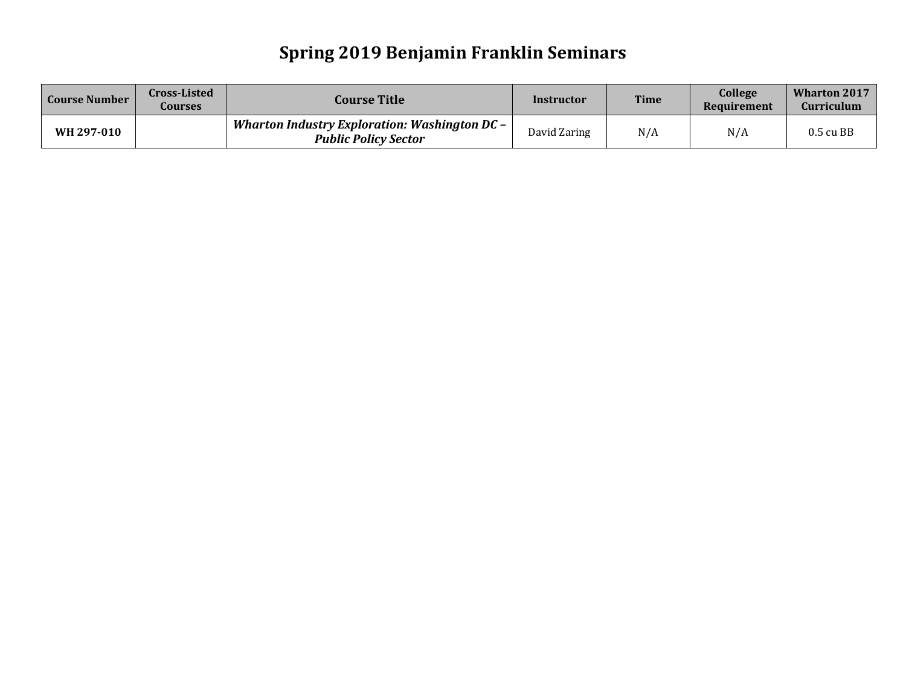# Spring 2019 Benjamin Franklin Seminars

| Course Number | Cross-Listed Courses | Course Title | Instructor | Time | College Requirement | Wharton 2017 Curriculum |
|---|---|---|---|---|---|---|
| **WH 297-010** | | ***Wharton Industry Exploration: Washington DC – Public Policy Sector*** | David Zaring | N/A | N/A | 0.5 cu BB |